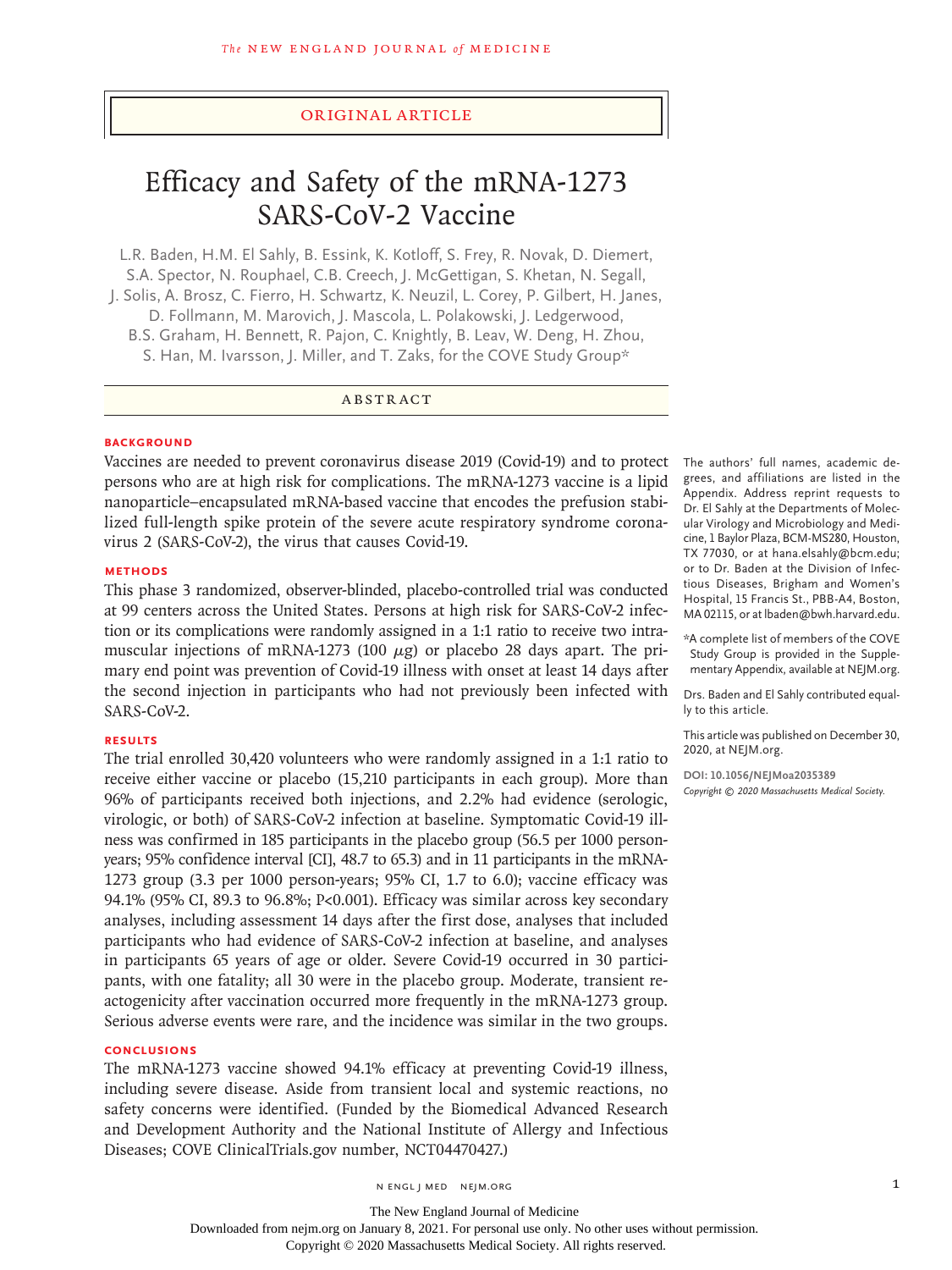Original Article

# Efficacy and Safety of the mRNA-1273 SARS-CoV-2 Vaccine

L.R. Baden, H.M. El Sahly, B. Essink, K. Kotloff, S. Frey, R. Novak, D. Diemert, S.A. Spector, N. Rouphael, C.B. Creech, J. McGettigan, S. Khetan, N. Segall, J. Solis, A. Brosz, C. Fierro, H. Schwartz, K. Neuzil, L. Corey, P. Gilbert, H. Janes, D. Follmann, M. Marovich, J. Mascola, L. Polakowski, J. Ledgerwood, B.S. Graham, H. Bennett, R. Pajon, C. Knightly, B. Leav, W. Deng, H. Zhou, S. Han, M. Ivarsson, J. Miller, and T. Zaks, for the COVE Study Group*

## Abstract

### Background

Vaccines are needed to prevent coronavirus disease 2019 (Covid-19) and to protect persons who are at high risk for complications. The mRNA-1273 vaccine is a lipid nanoparticle–encapsulated mRNA-based vaccine that encodes the prefusion stabilized full-length spike protein of the severe acute respiratory syndrome coronavirus 2 (SARS-CoV-2), the virus that causes Covid-19.

### Methods

This phase 3 randomized, observer-blinded, placebo-controlled trial was conducted at 99 centers across the United States. Persons at high risk for SARS-CoV-2 infection or its complications were randomly assigned in a 1:1 ratio to receive two intramuscular injections of mRNA-1273 (100 $\mu$g) or placebo 28 days apart. The primary end point was prevention of Covid-19 illness with onset at least 14 days after the second injection in participants who had not previously been infected with SARS-CoV-2.

### Results

The trial enrolled 30,420 volunteers who were randomly assigned in a 1:1 ratio to receive either vaccine or placebo (15,210 participants in each group). More than 96% of participants received both injections, and 2.2% had evidence (serologic, virologic, or both) of SARS-CoV-2 infection at baseline. Symptomatic Covid-19 illness was confirmed in 185 participants in the placebo group (56.5 per 1000 person-years; 95% confidence interval [CI], 48.7 to 65.3) and in 11 participants in the mRNA-1273 group (3.3 per 1000 person-years; 95% CI, 1.7 to 6.0); vaccine efficacy was 94.1% (95% CI, 89.3 to 96.8%; P<0.001). Efficacy was similar across key secondary analyses, including assessment 14 days after the first dose, analyses that included participants who had evidence of SARS-CoV-2 infection at baseline, and analyses in participants 65 years of age or older. Severe Covid-19 occurred in 30 participants, with one fatality; all 30 were in the placebo group. Moderate, transient reactogenicity after vaccination occurred more frequently in the mRNA-1273 group. Serious adverse events were rare, and the incidence was similar in the two groups.

### Conclusions

The mRNA-1273 vaccine showed 94.1% efficacy at preventing Covid-19 illness, including severe disease. Aside from transient local and systemic reactions, no safety concerns were identified. (Funded by the Biomedical Advanced Research and Development Authority and the National Institute of Allergy and Infectious Diseases; COVE ClinicalTrials.gov number, NCT04470427.)

The authors' full names, academic degrees, and affiliations are listed in the Appendix. Address reprint requests to Dr. El Sahly at the Departments of Molecular Virology and Microbiology and Medicine, 1 Baylor Plaza, BCM-MS280, Houston, TX 77030, or at hana.elsahly@bcm.edu; or to Dr. Baden at the Division of Infectious Diseases, Brigham and Women's Hospital, 15 Francis St., PBB-A4, Boston, MA 02115, or at lbaden@bwh.harvard.edu.

*A complete list of members of the COVE Study Group is provided in the Supplementary Appendix, available at NEJM.org.

Drs. Baden and El Sahly contributed equally to this article.

This article was published on December 30, 2020, at NEJM.org.

DOI: 10.1056/NEJMoa2035389

*Copyright © 2020 Massachusetts Medical Society.*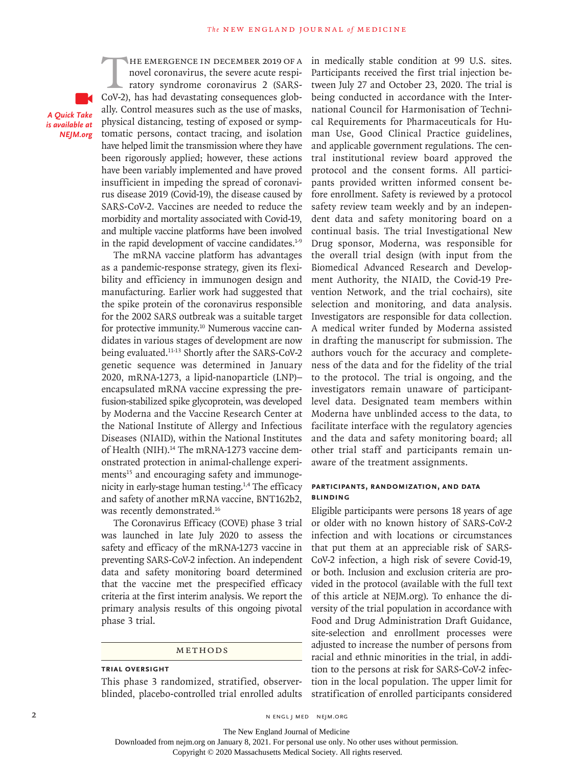A Quick Take is available at NEJM.org

The emergence in December 2019 of a novel coronavirus, the severe acute respiratory syndrome coronavirus 2 (SARS-CoV-2), has had devastating consequences globally. Control measures such as the use of masks, physical distancing, testing of exposed or symptomatic persons, contact tracing, and isolation have helped limit the transmission where they have been rigorously applied; however, these actions have been variably implemented and have proved insufficient in impeding the spread of coronavirus disease 2019 (Covid-19), the disease caused by SARS-CoV-2. Vaccines are needed to reduce the morbidity and mortality associated with Covid-19, and multiple vaccine platforms have been involved in the rapid development of vaccine candidates.[1-9]

The mRNA vaccine platform has advantages as a pandemic-response strategy, given its flexibility and efficiency in immunogen design and manufacturing. Earlier work had suggested that the spike protein of the coronavirus responsible for the 2002 SARS outbreak was a suitable target for protective immunity.[10] Numerous vaccine candidates in various stages of development are now being evaluated.[11-13] Shortly after the SARS-CoV-2 genetic sequence was determined in January 2020, mRNA-1273, a lipid-nanoparticle (LNP)–encapsulated mRNA vaccine expressing the prefusion-stabilized spike glycoprotein, was developed by Moderna and the Vaccine Research Center at the National Institute of Allergy and Infectious Diseases (NIAID), within the National Institutes of Health (NIH).[14] The mRNA-1273 vaccine demonstrated protection in animal-challenge experiments[15] and encouraging safety and immunogenicity in early-stage human testing.[1,4] The efficacy and safety of another mRNA vaccine, BNT162b2, was recently demonstrated.[16]

The Coronavirus Efficacy (COVE) phase 3 trial was launched in late July 2020 to assess the safety and efficacy of the mRNA-1273 vaccine in preventing SARS-CoV-2 infection. An independent data and safety monitoring board determined that the vaccine met the prespecified efficacy criteria at the first interim analysis. We report the primary analysis results of this ongoing pivotal phase 3 trial.

## Methods

### Trial Oversight

This phase 3 randomized, stratified, observer-blinded, placebo-controlled trial enrolled adults in medically stable condition at 99 U.S. sites. Participants received the first trial injection between July 27 and October 23, 2020. The trial is being conducted in accordance with the International Council for Harmonisation of Technical Requirements for Pharmaceuticals for Human Use, Good Clinical Practice guidelines, and applicable government regulations. The central institutional review board approved the protocol and the consent forms. All participants provided written informed consent before enrollment. Safety is reviewed by a protocol safety review team weekly and by an independent data and safety monitoring board on a continual basis. The trial Investigational New Drug sponsor, Moderna, was responsible for the overall trial design (with input from the Biomedical Advanced Research and Development Authority, the NIAID, the Covid-19 Prevention Network, and the trial cochairs), site selection and monitoring, and data analysis. Investigators are responsible for data collection. A medical writer funded by Moderna assisted in drafting the manuscript for submission. The authors vouch for the accuracy and completeness of the data and for the fidelity of the trial to the protocol. The trial is ongoing, and the investigators remain unaware of participant-level data. Designated team members within Moderna have unblinded access to the data, to facilitate interface with the regulatory agencies and the data and safety monitoring board; all other trial staff and participants remain unaware of the treatment assignments.

### Participants, Randomization, and Data Blinding

Eligible participants were persons 18 years of age or older with no known history of SARS-CoV-2 infection and with locations or circumstances that put them at an appreciable risk of SARS-CoV-2 infection, a high risk of severe Covid-19, or both. Inclusion and exclusion criteria are provided in the protocol (available with the full text of this article at NEJM.org). To enhance the diversity of the trial population in accordance with Food and Drug Administration Draft Guidance, site-selection and enrollment processes were adjusted to increase the number of persons from racial and ethnic minorities in the trial, in addition to the persons at risk for SARS-CoV-2 infection in the local population. The upper limit for stratification of enrolled participants considered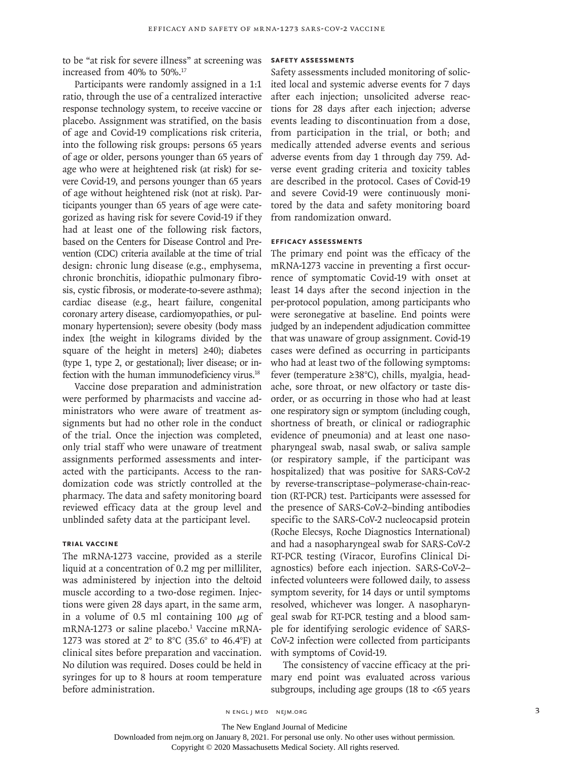to be "at risk for severe illness" at screening was increased from 40% to 50%.[17]

Participants were randomly assigned in a 1:1 ratio, through the use of a centralized interactive response technology system, to receive vaccine or placebo. Assignment was stratified, on the basis of age and Covid-19 complications risk criteria, into the following risk groups: persons 65 years of age or older, persons younger than 65 years of age who were at heightened risk (at risk) for severe Covid-19, and persons younger than 65 years of age without heightened risk (not at risk). Participants younger than 65 years of age were categorized as having risk for severe Covid-19 if they had at least one of the following risk factors, based on the Centers for Disease Control and Prevention (CDC) criteria available at the time of trial design: chronic lung disease (e.g., emphysema, chronic bronchitis, idiopathic pulmonary fibrosis, cystic fibrosis, or moderate-to-severe asthma); cardiac disease (e.g., heart failure, congenital coronary artery disease, cardiomyopathies, or pulmonary hypertension); severe obesity (body mass index [the weight in kilograms divided by the square of the height in meters] ≥40); diabetes (type 1, type 2, or gestational); liver disease; or infection with the human immunodeficiency virus.[18]

Vaccine dose preparation and administration were performed by pharmacists and vaccine administrators who were aware of treatment assignments but had no other role in the conduct of the trial. Once the injection was completed, only trial staff who were unaware of treatment assignments performed assessments and interacted with the participants. Access to the randomization code was strictly controlled at the pharmacy. The data and safety monitoring board reviewed efficacy data at the group level and unblinded safety data at the participant level.

### TRIAL VACCINE

The mRNA-1273 vaccine, provided as a sterile liquid at a concentration of 0.2 mg per milliliter, was administered by injection into the deltoid muscle according to a two-dose regimen. Injections were given 28 days apart, in the same arm, in a volume of 0.5 ml containing 100 $\mu$g of mRNA-1273 or saline placebo.[1] Vaccine mRNA-1273 was stored at 2° to 8°C (35.6° to 46.4°F) at clinical sites before preparation and vaccination. No dilution was required. Doses could be held in syringes for up to 8 hours at room temperature before administration.

### SAFETY ASSESSMENTS

Safety assessments included monitoring of solicited local and systemic adverse events for 7 days after each injection; unsolicited adverse reactions for 28 days after each injection; adverse events leading to discontinuation from a dose, from participation in the trial, or both; and medically attended adverse events and serious adverse events from day 1 through day 759. Adverse event grading criteria and toxicity tables are described in the protocol. Cases of Covid-19 and severe Covid-19 were continuously monitored by the data and safety monitoring board from randomization onward.

### EFFICACY ASSESSMENTS

The primary end point was the efficacy of the mRNA-1273 vaccine in preventing a first occurrence of symptomatic Covid-19 with onset at least 14 days after the second injection in the per-protocol population, among participants who were seronegative at baseline. End points were judged by an independent adjudication committee that was unaware of group assignment. Covid-19 cases were defined as occurring in participants who had at least two of the following symptoms: fever (temperature ≥38°C), chills, myalgia, headache, sore throat, or new olfactory or taste disorder, or as occurring in those who had at least one respiratory sign or symptom (including cough, shortness of breath, or clinical or radiographic evidence of pneumonia) and at least one nasopharyngeal swab, nasal swab, or saliva sample (or respiratory sample, if the participant was hospitalized) that was positive for SARS-CoV-2 by reverse-transcriptase–polymerase-chain-reaction (RT-PCR) test. Participants were assessed for the presence of SARS-CoV-2–binding antibodies specific to the SARS-CoV-2 nucleocapsid protein (Roche Elecsys, Roche Diagnostics International) and had a nasopharyngeal swab for SARS-CoV-2 RT-PCR testing (Viracor, Eurofins Clinical Diagnostics) before each injection. SARS-CoV-2–infected volunteers were followed daily, to assess symptom severity, for 14 days or until symptoms resolved, whichever was longer. A nasopharyngeal swab for RT-PCR testing and a blood sample for identifying serologic evidence of SARS-CoV-2 infection were collected from participants with symptoms of Covid-19.

The consistency of vaccine efficacy at the primary end point was evaluated across various subgroups, including age groups (18 to <65 years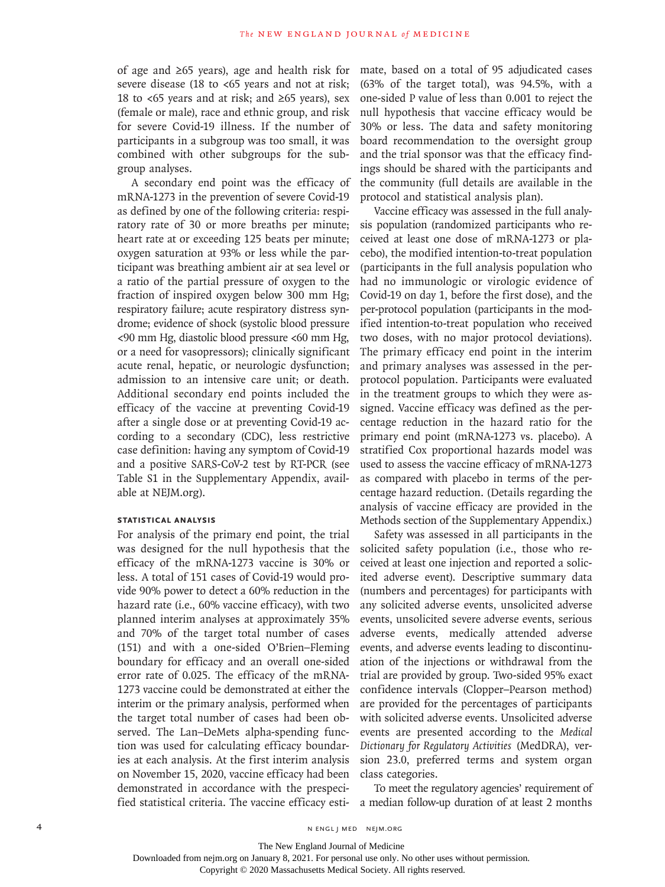of age and ≥65 years), age and health risk for severe disease (18 to <65 years and not at risk; 18 to <65 years and at risk; and ≥65 years), sex (female or male), race and ethnic group, and risk for severe Covid-19 illness. If the number of participants in a subgroup was too small, it was combined with other subgroups for the subgroup analyses.

A secondary end point was the efficacy of mRNA-1273 in the prevention of severe Covid-19 as defined by one of the following criteria: respiratory rate of 30 or more breaths per minute; heart rate at or exceeding 125 beats per minute; oxygen saturation at 93% or less while the participant was breathing ambient air at sea level or a ratio of the partial pressure of oxygen to the fraction of inspired oxygen below 300 mm Hg; respiratory failure; acute respiratory distress syndrome; evidence of shock (systolic blood pressure <90 mm Hg, diastolic blood pressure <60 mm Hg, or a need for vasopressors); clinically significant acute renal, hepatic, or neurologic dysfunction; admission to an intensive care unit; or death. Additional secondary end points included the efficacy of the vaccine at preventing Covid-19 after a single dose or at preventing Covid-19 according to a secondary (CDC), less restrictive case definition: having any symptom of Covid-19 and a positive SARS-CoV-2 test by RT-PCR (see Table S1 in the Supplementary Appendix, available at NEJM.org).

### STATISTICAL ANALYSIS

For analysis of the primary end point, the trial was designed for the null hypothesis that the efficacy of the mRNA-1273 vaccine is 30% or less. A total of 151 cases of Covid-19 would provide 90% power to detect a 60% reduction in the hazard rate (i.e., 60% vaccine efficacy), with two planned interim analyses at approximately 35% and 70% of the target total number of cases (151) and with a one-sided O'Brien–Fleming boundary for efficacy and an overall one-sided error rate of 0.025. The efficacy of the mRNA-1273 vaccine could be demonstrated at either the interim or the primary analysis, performed when the target total number of cases had been observed. The Lan–DeMets alpha-spending function was used for calculating efficacy boundaries at each analysis. At the first interim analysis on November 15, 2020, vaccine efficacy had been demonstrated in accordance with the prespecified statistical criteria. The vaccine efficacy estimate, based on a total of 95 adjudicated cases (63% of the target total), was 94.5%, with a one-sided P value of less than 0.001 to reject the null hypothesis that vaccine efficacy would be 30% or less. The data and safety monitoring board recommendation to the oversight group and the trial sponsor was that the efficacy findings should be shared with the participants and the community (full details are available in the protocol and statistical analysis plan).

Vaccine efficacy was assessed in the full analysis population (randomized participants who received at least one dose of mRNA-1273 or placebo), the modified intention-to-treat population (participants in the full analysis population who had no immunologic or virologic evidence of Covid-19 on day 1, before the first dose), and the per-protocol population (participants in the modified intention-to-treat population who received two doses, with no major protocol deviations). The primary efficacy end point in the interim and primary analyses was assessed in the per-protocol population. Participants were evaluated in the treatment groups to which they were assigned. Vaccine efficacy was defined as the percentage reduction in the hazard ratio for the primary end point (mRNA-1273 vs. placebo). A stratified Cox proportional hazards model was used to assess the vaccine efficacy of mRNA-1273 as compared with placebo in terms of the percentage hazard reduction. (Details regarding the analysis of vaccine efficacy are provided in the Methods section of the Supplementary Appendix.)

Safety was assessed in all participants in the solicited safety population (i.e., those who received at least one injection and reported a solicited adverse event). Descriptive summary data (numbers and percentages) for participants with any solicited adverse events, unsolicited adverse events, unsolicited severe adverse events, serious adverse events, medically attended adverse events, and adverse events leading to discontinuation of the injections or withdrawal from the trial are provided by group. Two-sided 95% exact confidence intervals (Clopper–Pearson method) are provided for the percentages of participants with solicited adverse events. Unsolicited adverse events are presented according to the *Medical Dictionary for Regulatory Activities* (MedDRA), version 23.0, preferred terms and system organ class categories.

To meet the regulatory agencies' requirement of a median follow-up duration of at least 2 months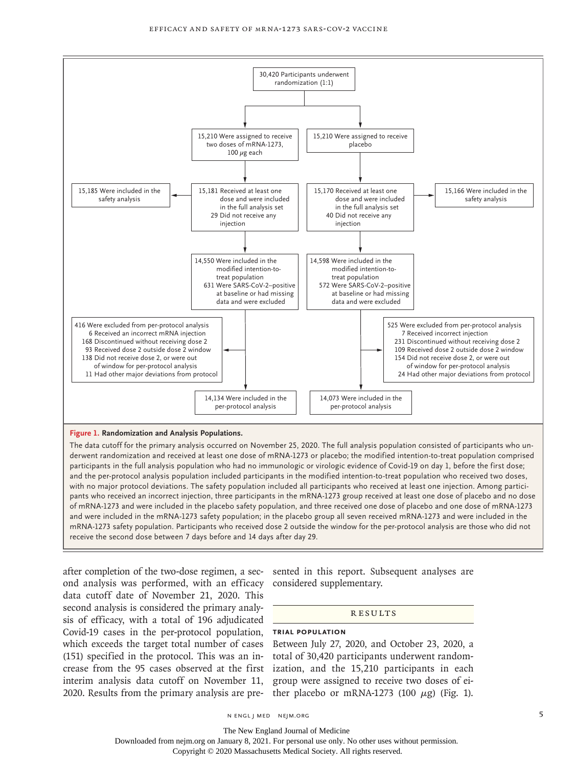30,420 Participants underwent randomization (1:1)

**mRNA-1273 group**

- 15,210 Were assigned to receive two doses of mRNA-1273, 100 μg each
- 15,181 Received at least one dose and were included in the full analysis set
  - 29 Did not receive any injection
- 15,185 Were included in the safety analysis
- 14,550 Were included in the modified intention-to-treat population
  - 631 Were SARS-CoV-2–positive at baseline or had missing data and were excluded
- 416 Were excluded from per-protocol analysis
  - 6 Received an incorrect mRNA injection
  - 168 Discontinued without receiving dose 2
  - 93 Received dose 2 outside dose 2 window
  - 138 Did not receive dose 2, or were out of window for per-protocol analysis
  - 11 Had other major deviations from protocol
- 14,134 Were included in the per-protocol analysis

**Placebo group**

- 15,210 Were assigned to receive placebo
- 15,170 Received at least one dose and were included in the full analysis set
  - 40 Did not receive any injection
- 15,166 Were included in the safety analysis
- 14,598 Were included in the modified intention-to-treat population
  - 572 Were SARS-CoV-2–positive at baseline or had missing data and were excluded
- 525 Were excluded from per-protocol analysis
  - 7 Received incorrect injection
  - 231 Discontinued without receiving dose 2
  - 109 Received dose 2 outside dose 2 window
  - 154 Did not receive dose 2, or were out of window for per-protocol analysis
  - 24 Had other major deviations from protocol
- 14,073 Were included in the per-protocol analysis

**Figure 1. Randomization and Analysis Populations.**

The data cutoff for the primary analysis occurred on November 25, 2020. The full analysis population consisted of participants who underwent randomization and received at least one dose of mRNA-1273 or placebo; the modified intention-to-treat population comprised participants in the full analysis population who had no immunologic or virologic evidence of Covid-19 on day 1, before the first dose; and the per-protocol analysis population included participants in the modified intention-to-treat population who received two doses, with no major protocol deviations. The safety population included all participants who received at least one injection. Among participants who received an incorrect injection, three participants in the mRNA-1273 group received at least one dose of placebo and no dose of mRNA-1273 and were included in the placebo safety population, and three received one dose of placebo and one dose of mRNA-1273 and were included in the mRNA-1273 safety population; in the placebo group all seven received mRNA-1273 and were included in the mRNA-1273 safety population. Participants who received dose 2 outside the window for the per-protocol analysis are those who did not receive the second dose between 7 days before and 14 days after day 29.

after completion of the two-dose regimen, a second analysis was performed, with an efficacy data cutoff date of November 21, 2020. This second analysis is considered the primary analysis of efficacy, with a total of 196 adjudicated Covid-19 cases in the per-protocol population, which exceeds the target total number of cases (151) specified in the protocol. This was an increase from the 95 cases observed at the first interim analysis data cutoff on November 11, 2020. Results from the primary analysis are presented in this report. Subsequent analyses are considered supplementary.

## RESULTS

### TRIAL POPULATION

Between July 27, 2020, and October 23, 2020, a total of 30,420 participants underwent randomization, and the 15,210 participants in each group were assigned to receive two doses of either placebo or mRNA-1273 (100 μg) (Fig. 1).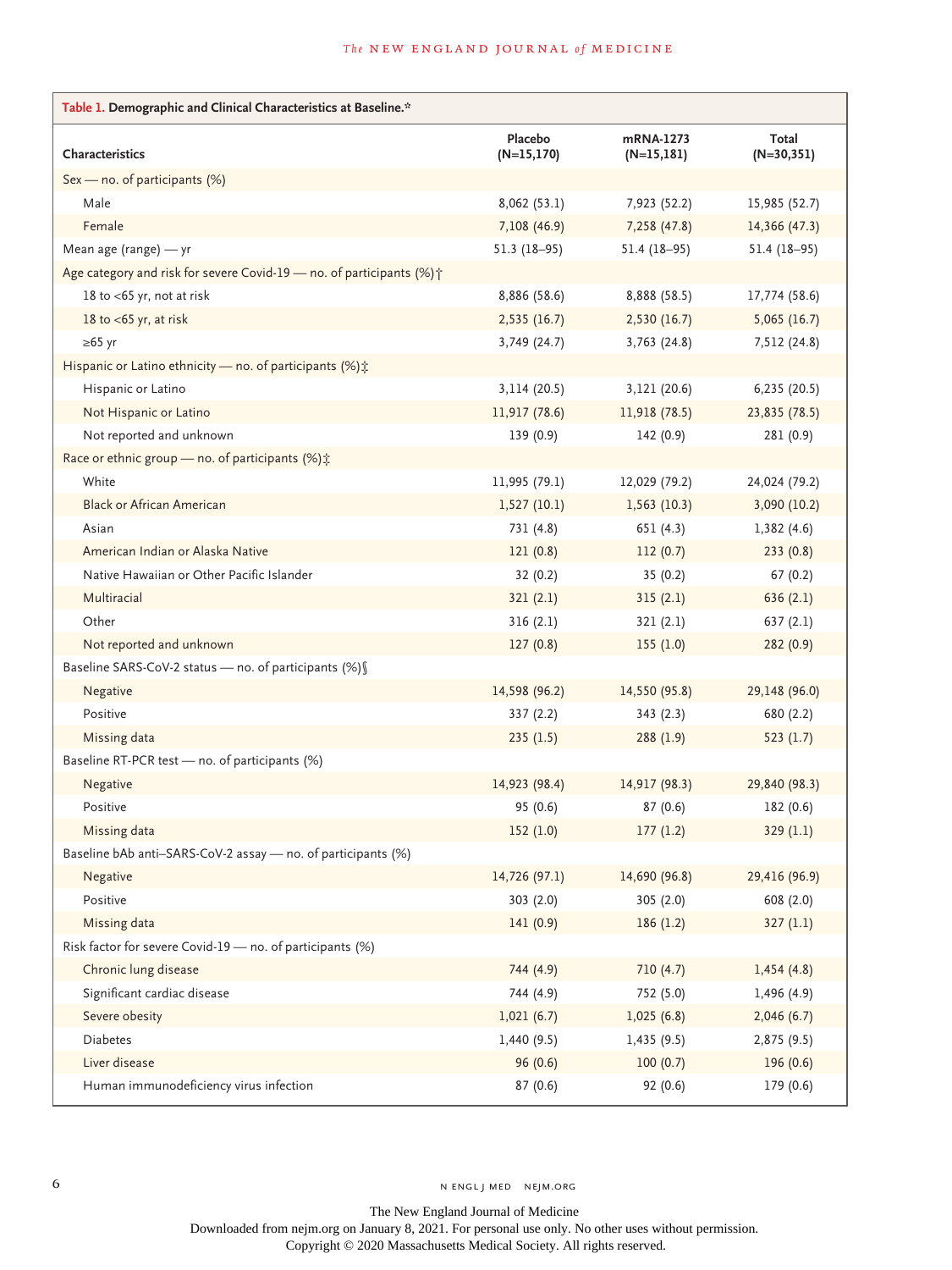**Table 1. Demographic and Clinical Characteristics at Baseline.***

| Characteristics | Placebo (N=15,170) | mRNA-1273 (N=15,181) | Total (N=30,351) |
|---|---|---|---|
| Sex — no. of participants (%) | | | |
| Male | 8,062 (53.1) | 7,923 (52.2) | 15,985 (52.7) |
| Female | 7,108 (46.9) | 7,258 (47.8) | 14,366 (47.3) |
| Mean age (range) — yr | 51.3 (18–95) | 51.4 (18–95) | 51.4 (18–95) |
| Age category and risk for severe Covid-19 — no. of participants (%)† | | | |
| 18 to <65 yr, not at risk | 8,886 (58.6) | 8,888 (58.5) | 17,774 (58.6) |
| 18 to <65 yr, at risk | 2,535 (16.7) | 2,530 (16.7) | 5,065 (16.7) |
| ≥65 yr | 3,749 (24.7) | 3,763 (24.8) | 7,512 (24.8) |
| Hispanic or Latino ethnicity — no. of participants (%)‡ | | | |
| Hispanic or Latino | 3,114 (20.5) | 3,121 (20.6) | 6,235 (20.5) |
| Not Hispanic or Latino | 11,917 (78.6) | 11,918 (78.5) | 23,835 (78.5) |
| Not reported and unknown | 139 (0.9) | 142 (0.9) | 281 (0.9) |
| Race or ethnic group — no. of participants (%)‡ | | | |
| White | 11,995 (79.1) | 12,029 (79.2) | 24,024 (79.2) |
| Black or African American | 1,527 (10.1) | 1,563 (10.3) | 3,090 (10.2) |
| Asian | 731 (4.8) | 651 (4.3) | 1,382 (4.6) |
| American Indian or Alaska Native | 121 (0.8) | 112 (0.7) | 233 (0.8) |
| Native Hawaiian or Other Pacific Islander | 32 (0.2) | 35 (0.2) | 67 (0.2) |
| Multiracial | 321 (2.1) | 315 (2.1) | 636 (2.1) |
| Other | 316 (2.1) | 321 (2.1) | 637 (2.1) |
| Not reported and unknown | 127 (0.8) | 155 (1.0) | 282 (0.9) |
| Baseline SARS-CoV-2 status — no. of participants (%)§ | | | |
| Negative | 14,598 (96.2) | 14,550 (95.8) | 29,148 (96.0) |
| Positive | 337 (2.2) | 343 (2.3) | 680 (2.2) |
| Missing data | 235 (1.5) | 288 (1.9) | 523 (1.7) |
| Baseline RT-PCR test — no. of participants (%) | | | |
| Negative | 14,923 (98.4) | 14,917 (98.3) | 29,840 (98.3) |
| Positive | 95 (0.6) | 87 (0.6) | 182 (0.6) |
| Missing data | 152 (1.0) | 177 (1.2) | 329 (1.1) |
| Baseline bAb anti–SARS-CoV-2 assay — no. of participants (%) | | | |
| Negative | 14,726 (97.1) | 14,690 (96.8) | 29,416 (96.9) |
| Positive | 303 (2.0) | 305 (2.0) | 608 (2.0) |
| Missing data | 141 (0.9) | 186 (1.2) | 327 (1.1) |
| Risk factor for severe Covid-19 — no. of participants (%) | | | |
| Chronic lung disease | 744 (4.9) | 710 (4.7) | 1,454 (4.8) |
| Significant cardiac disease | 744 (4.9) | 752 (5.0) | 1,496 (4.9) |
| Severe obesity | 1,021 (6.7) | 1,025 (6.8) | 2,046 (6.7) |
| Diabetes | 1,440 (9.5) | 1,435 (9.5) | 2,875 (9.5) |
| Liver disease | 96 (0.6) | 100 (0.7) | 196 (0.6) |
| Human immunodeficiency virus infection | 87 (0.6) | 92 (0.6) | 179 (0.6) |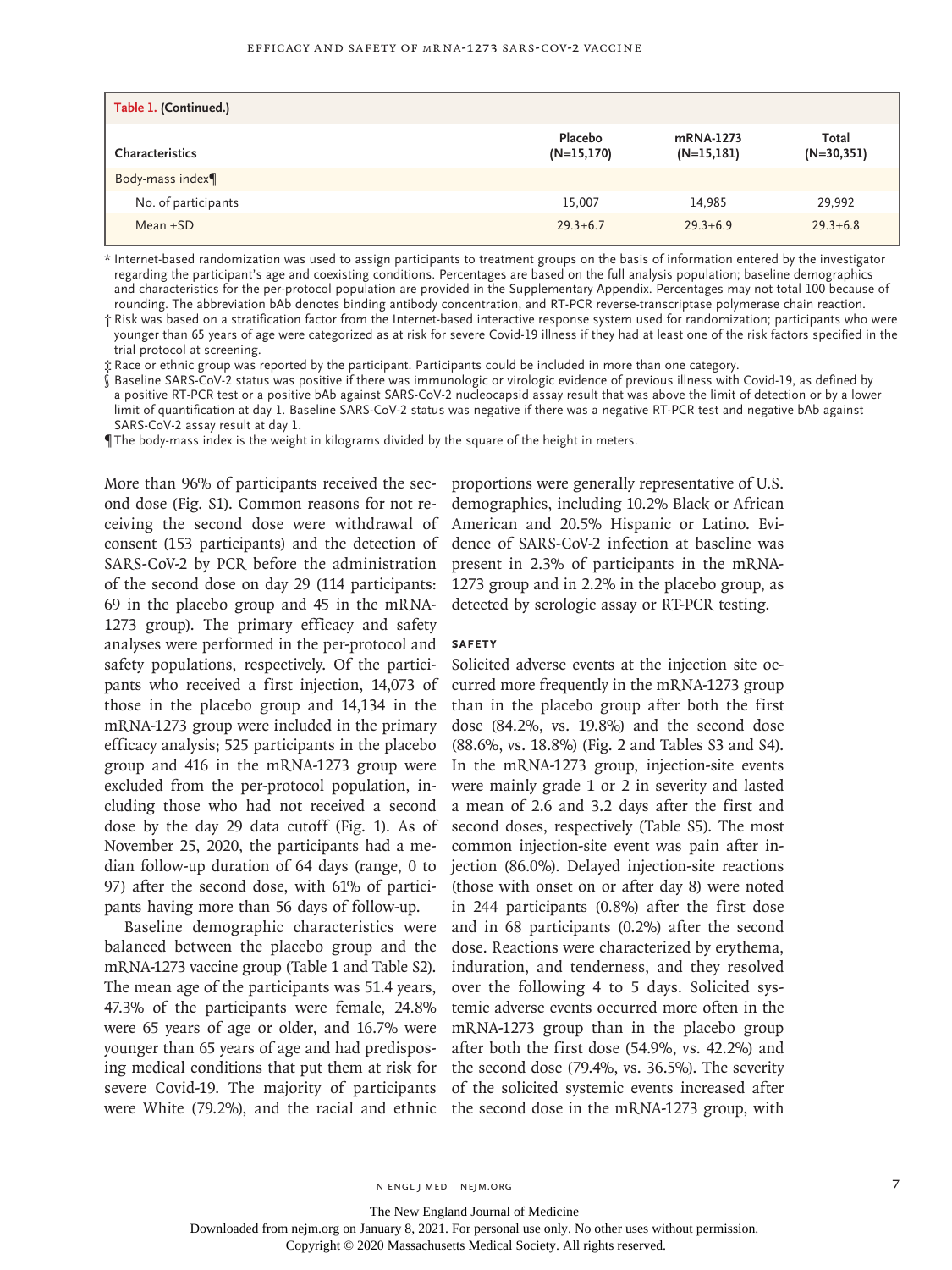**Table 1. (Continued.)**

| Characteristics | Placebo (N=15,170) | mRNA-1273 (N=15,181) | Total (N=30,351) |
|---|---|---|---|
| Body-mass index¶ | | | |
| No. of participants | 15,007 | 14,985 | 29,992 |
| Mean ±SD | 29.3±6.7 | 29.3±6.9 | 29.3±6.8 |

\* Internet-based randomization was used to assign participants to treatment groups on the basis of information entered by the investigator regarding the participant's age and coexisting conditions. Percentages are based on the full analysis population; baseline demographics and characteristics for the per-protocol population are provided in the Supplementary Appendix. Percentages may not total 100 because of rounding. The abbreviation bAb denotes binding antibody concentration, and RT-PCR reverse-transcriptase polymerase chain reaction.

† Risk was based on a stratification factor from the Internet-based interactive response system used for randomization; participants who were younger than 65 years of age were categorized as at risk for severe Covid-19 illness if they had at least one of the risk factors specified in the trial protocol at screening.

‡ Race or ethnic group was reported by the participant. Participants could be included in more than one category.

§ Baseline SARS-CoV-2 status was positive if there was immunologic or virologic evidence of previous illness with Covid-19, as defined by a positive RT-PCR test or a positive bAb against SARS-CoV-2 nucleocapsid assay result that was above the limit of detection or by a lower limit of quantification at day 1. Baseline SARS-CoV-2 status was negative if there was a negative RT-PCR test and negative bAb against SARS-CoV-2 assay result at day 1.

¶ The body-mass index is the weight in kilograms divided by the square of the height in meters.

More than 96% of participants received the second dose (Fig. S1). Common reasons for not receiving the second dose were withdrawal of consent (153 participants) and the detection of SARS-CoV-2 by PCR before the administration of the second dose on day 29 (114 participants: 69 in the placebo group and 45 in the mRNA-1273 group). The primary efficacy and safety analyses were performed in the per-protocol and safety populations, respectively. Of the participants who received a first injection, 14,073 of those in the placebo group and 14,134 in the mRNA-1273 group were included in the primary efficacy analysis; 525 participants in the placebo group and 416 in the mRNA-1273 group were excluded from the per-protocol population, including those who had not received a second dose by the day 29 data cutoff (Fig. 1). As of November 25, 2020, the participants had a median follow-up duration of 64 days (range, 0 to 97) after the second dose, with 61% of participants having more than 56 days of follow-up.

Baseline demographic characteristics were balanced between the placebo group and the mRNA-1273 vaccine group (Table 1 and Table S2). The mean age of the participants was 51.4 years, 47.3% of the participants were female, 24.8% were 65 years of age or older, and 16.7% were younger than 65 years of age and had predisposing medical conditions that put them at risk for severe Covid-19. The majority of participants were White (79.2%), and the racial and ethnic proportions were generally representative of U.S. demographics, including 10.2% Black or African American and 20.5% Hispanic or Latino. Evidence of SARS-CoV-2 infection at baseline was present in 2.3% of participants in the mRNA-1273 group and in 2.2% in the placebo group, as detected by serologic assay or RT-PCR testing.

### SAFETY

Solicited adverse events at the injection site occurred more frequently in the mRNA-1273 group than in the placebo group after both the first dose (84.2%, vs. 19.8%) and the second dose (88.6%, vs. 18.8%) (Fig. 2 and Tables S3 and S4). In the mRNA-1273 group, injection-site events were mainly grade 1 or 2 in severity and lasted a mean of 2.6 and 3.2 days after the first and second doses, respectively (Table S5). The most common injection-site event was pain after injection (86.0%). Delayed injection-site reactions (those with onset on or after day 8) were noted in 244 participants (0.8%) after the first dose and in 68 participants (0.2%) after the second dose. Reactions were characterized by erythema, induration, and tenderness, and they resolved over the following 4 to 5 days. Solicited systemic adverse events occurred more often in the mRNA-1273 group than in the placebo group after both the first dose (54.9%, vs. 42.2%) and the second dose (79.4%, vs. 36.5%). The severity of the solicited systemic events increased after the second dose in the mRNA-1273 group, with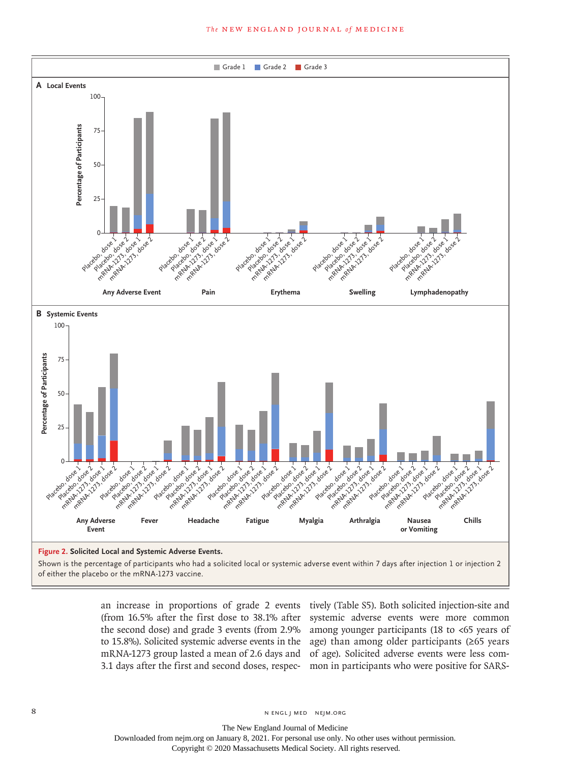**Figure 2. Solicited Local and Systemic Adverse Events.**

Shown is the percentage of participants who had a solicited local or systemic adverse event within 7 days after injection 1 or injection 2 of either the placebo or the mRNA-1273 vaccine.

an increase in proportions of grade 2 events (from 16.5% after the first dose to 38.1% after the second dose) and grade 3 events (from 2.9% to 15.8%). Solicited systemic adverse events in the mRNA-1273 group lasted a mean of 2.6 days and 3.1 days after the first and second doses, respectively (Table S5). Both solicited injection-site and systemic adverse events were more common among younger participants (18 to <65 years of age) than among older participants (≥65 years of age). Solicited adverse events were less common in participants who were positive for SARS-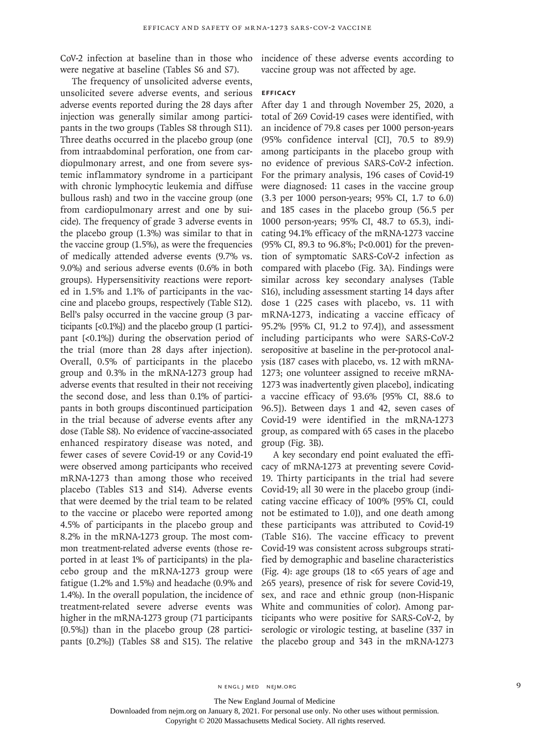CoV-2 infection at baseline than in those who were negative at baseline (Tables S6 and S7).

The frequency of unsolicited adverse events, unsolicited severe adverse events, and serious adverse events reported during the 28 days after injection was generally similar among participants in the two groups (Tables S8 through S11). Three deaths occurred in the placebo group (one from intraabdominal perforation, one from cardiopulmonary arrest, and one from severe systemic inflammatory syndrome in a participant with chronic lymphocytic leukemia and diffuse bullous rash) and two in the vaccine group (one from cardiopulmonary arrest and one by suicide). The frequency of grade 3 adverse events in the placebo group (1.3%) was similar to that in the vaccine group (1.5%), as were the frequencies of medically attended adverse events (9.7% vs. 9.0%) and serious adverse events (0.6% in both groups). Hypersensitivity reactions were reported in 1.5% and 1.1% of participants in the vaccine and placebo groups, respectively (Table S12). Bell's palsy occurred in the vaccine group (3 participants [<0.1%]) and the placebo group (1 participant [<0.1%]) during the observation period of the trial (more than 28 days after injection). Overall, 0.5% of participants in the placebo group and 0.3% in the mRNA-1273 group had adverse events that resulted in their not receiving the second dose, and less than 0.1% of participants in both groups discontinued participation in the trial because of adverse events after any dose (Table S8). No evidence of vaccine-associated enhanced respiratory disease was noted, and fewer cases of severe Covid-19 or any Covid-19 were observed among participants who received mRNA-1273 than among those who received placebo (Tables S13 and S14). Adverse events that were deemed by the trial team to be related to the vaccine or placebo were reported among 4.5% of participants in the placebo group and 8.2% in the mRNA-1273 group. The most common treatment-related adverse events (those reported in at least 1% of participants) in the placebo group and the mRNA-1273 group were fatigue (1.2% and 1.5%) and headache (0.9% and 1.4%). In the overall population, the incidence of treatment-related severe adverse events was higher in the mRNA-1273 group (71 participants [0.5%]) than in the placebo group (28 participants [0.2%]) (Tables S8 and S15). The relative incidence of these adverse events according to vaccine group was not affected by age.

### EFFICACY

After day 1 and through November 25, 2020, a total of 269 Covid-19 cases were identified, with an incidence of 79.8 cases per 1000 person-years (95% confidence interval [CI], 70.5 to 89.9) among participants in the placebo group with no evidence of previous SARS-CoV-2 infection. For the primary analysis, 196 cases of Covid-19 were diagnosed: 11 cases in the vaccine group (3.3 per 1000 person-years; 95% CI, 1.7 to 6.0) and 185 cases in the placebo group (56.5 per 1000 person-years; 95% CI, 48.7 to 65.3), indicating 94.1% efficacy of the mRNA-1273 vaccine (95% CI, 89.3 to 96.8%; P<0.001) for the prevention of symptomatic SARS-CoV-2 infection as compared with placebo (Fig. 3A). Findings were similar across key secondary analyses (Table S16), including assessment starting 14 days after dose 1 (225 cases with placebo, vs. 11 with mRNA-1273, indicating a vaccine efficacy of 95.2% [95% CI, 91.2 to 97.4]), and assessment including participants who were SARS-CoV-2 seropositive at baseline in the per-protocol analysis (187 cases with placebo, vs. 12 with mRNA-1273; one volunteer assigned to receive mRNA-1273 was inadvertently given placebo], indicating a vaccine efficacy of 93.6% [95% CI, 88.6 to 96.5]). Between days 1 and 42, seven cases of Covid-19 were identified in the mRNA-1273 group, as compared with 65 cases in the placebo group (Fig. 3B).

A key secondary end point evaluated the efficacy of mRNA-1273 at preventing severe Covid-19. Thirty participants in the trial had severe Covid-19; all 30 were in the placebo group (indicating vaccine efficacy of 100% [95% CI, could not be estimated to 1.0]), and one death among these participants was attributed to Covid-19 (Table S16). The vaccine efficacy to prevent Covid-19 was consistent across subgroups stratified by demographic and baseline characteristics (Fig. 4): age groups (18 to <65 years of age and ≥65 years), presence of risk for severe Covid-19, sex, and race and ethnic group (non-Hispanic White and communities of color). Among participants who were positive for SARS-CoV-2, by serologic or virologic testing, at baseline (337 in the placebo group and 343 in the mRNA-1273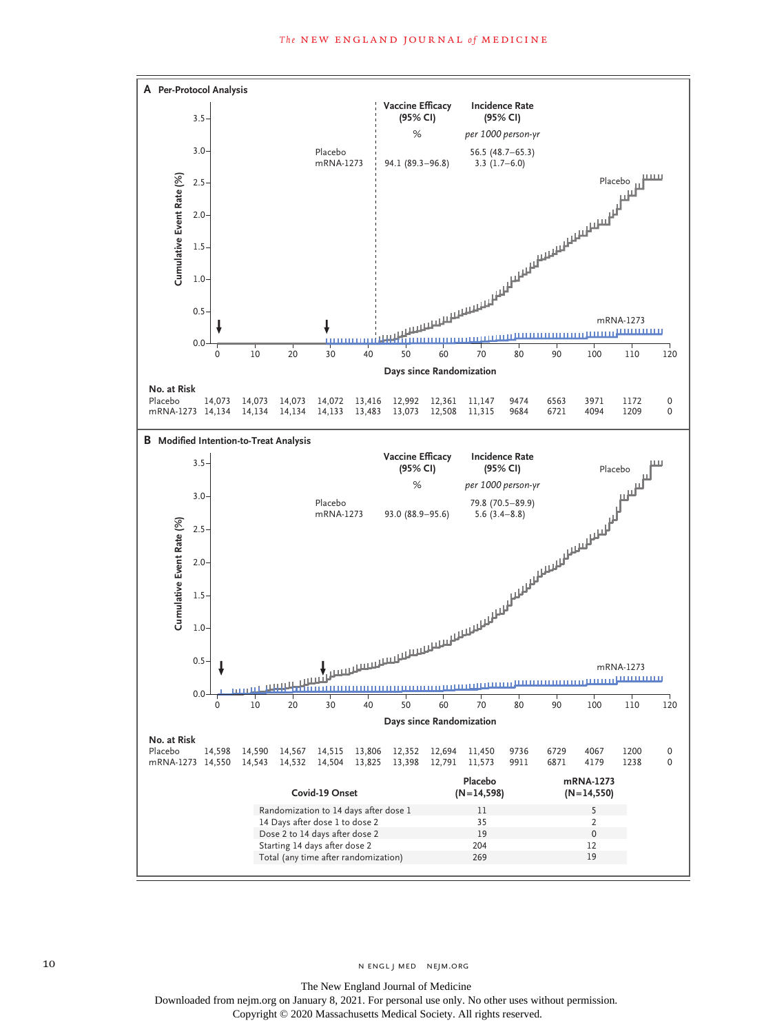**A Per-Protocol Analysis**

| | Vaccine Efficacy (95% CI) | Incidence Rate (95% CI) |
|---|---|---|
| | % | *per 1000 person-yr* |
| Placebo | | 56.5 (48.7–65.3) |
| mRNA-1273 | 94.1 (89.3–96.8) | 3.3 (1.7–6.0) |

Cumulative Event Rate (%) vs. Days since Randomization

**No. at Risk**

| Days | 0 | 10 | 20 | 30 | 40 | 50 | 60 | 70 | 80 | 90 | 100 | 110 | 120 |
|---|---|---|---|---|---|---|---|---|---|---|---|---|---|
| Placebo | 14,073 | 14,073 | 14,073 | 14,072 | 13,416 | 12,992 | 12,361 | 11,147 | 9474 | 6563 | 3971 | 1172 | 0 |
| mRNA-1273 | 14,134 | 14,134 | 14,134 | 14,133 | 13,483 | 13,073 | 12,508 | 11,315 | 9684 | 6721 | 4094 | 1209 | 0 |

**B Modified Intention-to-Treat Analysis**

| | Vaccine Efficacy (95% CI) | Incidence Rate (95% CI) |
|---|---|---|
| | % | *per 1000 person-yr* |
| Placebo | | 79.8 (70.5–89.9) |
| mRNA-1273 | 93.0 (88.9–95.6) | 5.6 (3.4–8.8) |

Cumulative Event Rate (%) vs. Days since Randomization

**No. at Risk**

| Days | 0 | 10 | 20 | 30 | 40 | 50 | 60 | 70 | 80 | 90 | 100 | 110 | 120 |
|---|---|---|---|---|---|---|---|---|---|---|---|---|---|
| Placebo | 14,598 | 14,590 | 14,567 | 14,515 | 13,806 | 12,352 | 12,694 | 11,450 | 9736 | 6729 | 4067 | 1200 | 0 |
| mRNA-1273 | 14,550 | 14,543 | 14,532 | 14,504 | 13,825 | 13,398 | 12,791 | 11,573 | 9911 | 6871 | 4179 | 1238 | 0 |

| Covid-19 Onset | Placebo (N=14,598) | mRNA-1273 (N=14,550) |
|---|---|---|
| Randomization to 14 days after dose 1 | 11 | 5 |
| 14 Days after dose 1 to dose 2 | 35 | 2 |
| Dose 2 to 14 days after dose 2 | 19 | 0 |
| Starting 14 days after dose 2 | 204 | 12 |
| Total (any time after randomization) | 269 | 19 |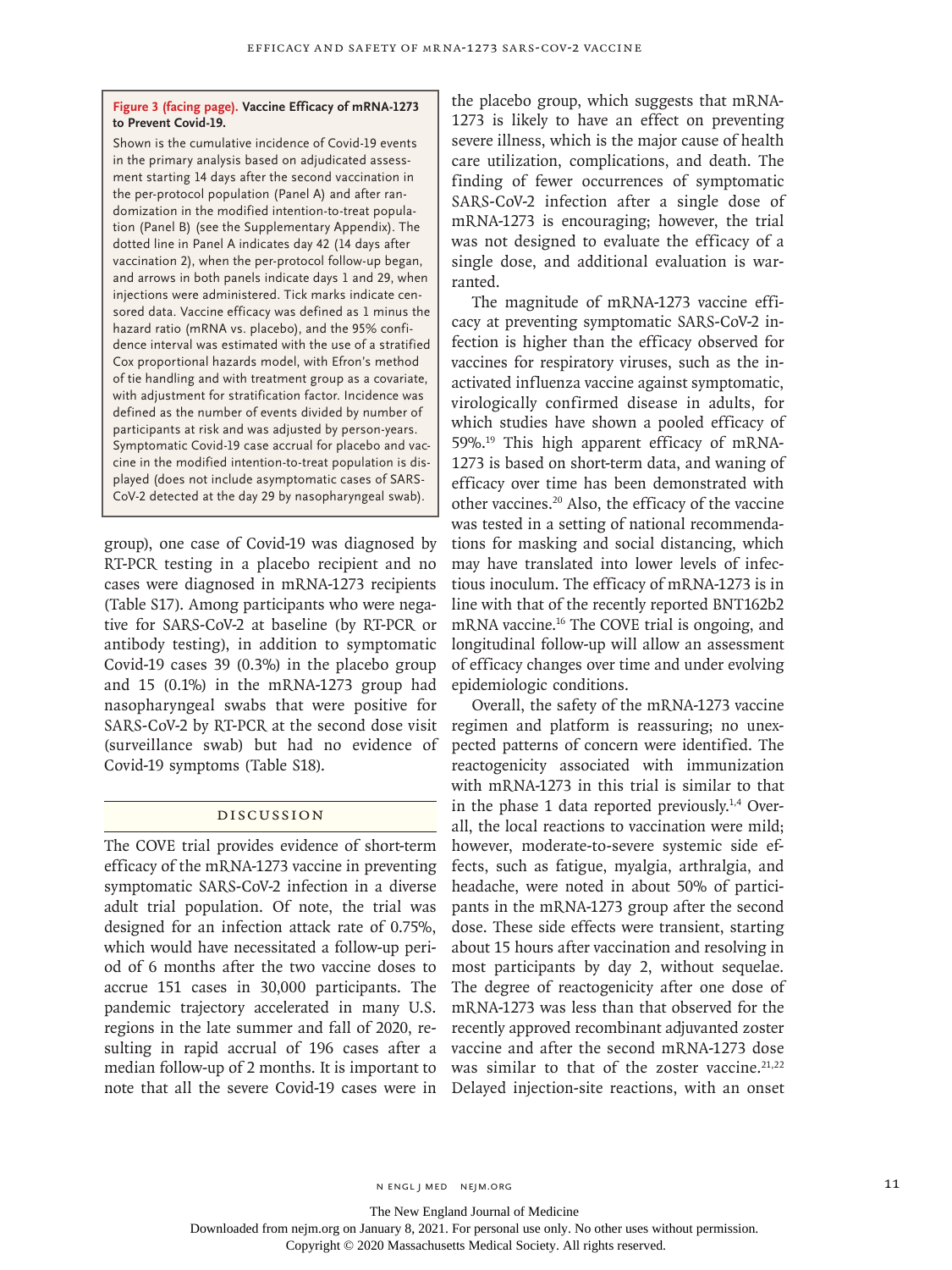**Figure 3 (facing page). Vaccine Efficacy of mRNA-1273 to Prevent Covid-19.**

Shown is the cumulative incidence of Covid-19 events in the primary analysis based on adjudicated assessment starting 14 days after the second vaccination in the per-protocol population (Panel A) and after randomization in the modified intention-to-treat population (Panel B) (see the Supplementary Appendix). The dotted line in Panel A indicates day 42 (14 days after vaccination 2), when the per-protocol follow-up began, and arrows in both panels indicate days 1 and 29, when injections were administered. Tick marks indicate censored data. Vaccine efficacy was defined as 1 minus the hazard ratio (mRNA vs. placebo), and the 95% confidence interval was estimated with the use of a stratified Cox proportional hazards model, with Efron's method of tie handling and with treatment group as a covariate, with adjustment for stratification factor. Incidence was defined as the number of events divided by number of participants at risk and was adjusted by person-years. Symptomatic Covid-19 case accrual for placebo and vaccine in the modified intention-to-treat population is displayed (does not include asymptomatic cases of SARS-CoV-2 detected at the day 29 by nasopharyngeal swab).

group), one case of Covid-19 was diagnosed by RT-PCR testing in a placebo recipient and no cases were diagnosed in mRNA-1273 recipients (Table S17). Among participants who were negative for SARS-CoV-2 at baseline (by RT-PCR or antibody testing), in addition to symptomatic Covid-19 cases 39 (0.3%) in the placebo group and 15 (0.1%) in the mRNA-1273 group had nasopharyngeal swabs that were positive for SARS-CoV-2 by RT-PCR at the second dose visit (surveillance swab) but had no evidence of Covid-19 symptoms (Table S18).

## Discussion

The COVE trial provides evidence of short-term efficacy of the mRNA-1273 vaccine in preventing symptomatic SARS-CoV-2 infection in a diverse adult trial population. Of note, the trial was designed for an infection attack rate of 0.75%, which would have necessitated a follow-up period of 6 months after the two vaccine doses to accrue 151 cases in 30,000 participants. The pandemic trajectory accelerated in many U.S. regions in the late summer and fall of 2020, resulting in rapid accrual of 196 cases after a median follow-up of 2 months. It is important to note that all the severe Covid-19 cases were in the placebo group, which suggests that mRNA-1273 is likely to have an effect on preventing severe illness, which is the major cause of health care utilization, complications, and death. The finding of fewer occurrences of symptomatic SARS-CoV-2 infection after a single dose of mRNA-1273 is encouraging; however, the trial was not designed to evaluate the efficacy of a single dose, and additional evaluation is warranted.

The magnitude of mRNA-1273 vaccine efficacy at preventing symptomatic SARS-CoV-2 infection is higher than the efficacy observed for vaccines for respiratory viruses, such as the inactivated influenza vaccine against symptomatic, virologically confirmed disease in adults, for which studies have shown a pooled efficacy of 59%.[19] This high apparent efficacy of mRNA-1273 is based on short-term data, and waning of efficacy over time has been demonstrated with other vaccines.[20] Also, the efficacy of the vaccine was tested in a setting of national recommendations for masking and social distancing, which may have translated into lower levels of infectious inoculum. The efficacy of mRNA-1273 is in line with that of the recently reported BNT162b2 mRNA vaccine.[16] The COVE trial is ongoing, and longitudinal follow-up will allow an assessment of efficacy changes over time and under evolving epidemiologic conditions.

Overall, the safety of the mRNA-1273 vaccine regimen and platform is reassuring; no unexpected patterns of concern were identified. The reactogenicity associated with immunization with mRNA-1273 in this trial is similar to that in the phase 1 data reported previously.[1,4] Overall, the local reactions to vaccination were mild; however, moderate-to-severe systemic side effects, such as fatigue, myalgia, arthralgia, and headache, were noted in about 50% of participants in the mRNA-1273 group after the second dose. These side effects were transient, starting about 15 hours after vaccination and resolving in most participants by day 2, without sequelae. The degree of reactogenicity after one dose of mRNA-1273 was less than that observed for the recently approved recombinant adjuvanted zoster vaccine and after the second mRNA-1273 dose was similar to that of the zoster vaccine.[21,22] Delayed injection-site reactions, with an onset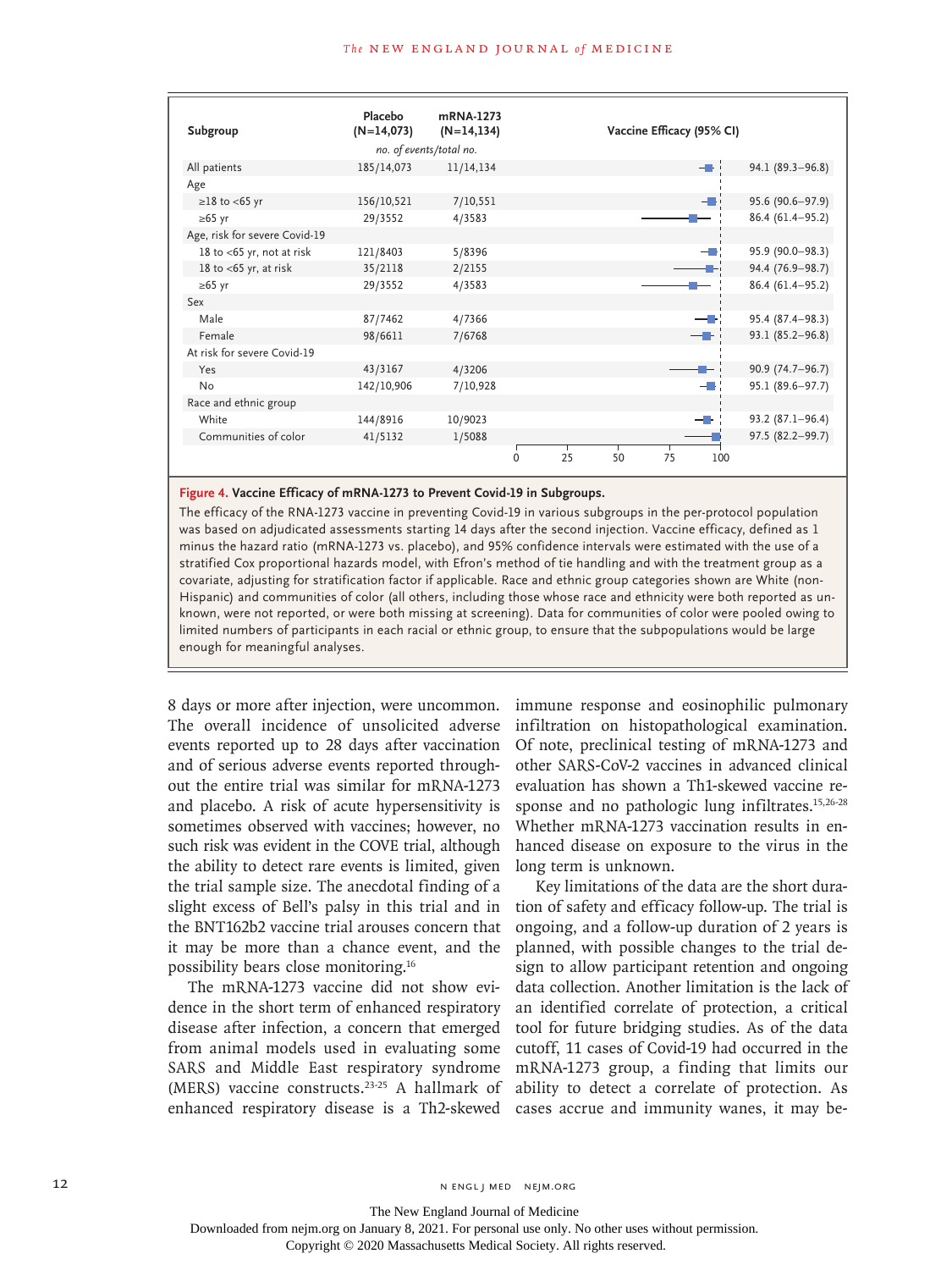| Subgroup | Placebo (N=14,073) | mRNA-1273 (N=14,134) | Vaccine Efficacy (95% CI) |
|---|---|---|---|
| | *no. of events/total no.* | | |
| All patients | 185/14,073 | 11/14,134 | 94.1 (89.3–96.8) |
| Age | | | |
| ≥18 to <65 yr | 156/10,521 | 7/10,551 | 95.6 (90.6–97.9) |
| ≥65 yr | 29/3552 | 4/3583 | 86.4 (61.4–95.2) |
| Age, risk for severe Covid-19 | | | |
| 18 to <65 yr, not at risk | 121/8403 | 5/8396 | 95.9 (90.0–98.3) |
| 18 to <65 yr, at risk | 35/2118 | 2/2155 | 94.4 (76.9–98.7) |
| ≥65 yr | 29/3552 | 4/3583 | 86.4 (61.4–95.2) |
| Sex | | | |
| Male | 87/7462 | 4/7366 | 95.4 (87.4–98.3) |
| Female | 98/6611 | 7/6768 | 93.1 (85.2–96.8) |
| At risk for severe Covid-19 | | | |
| Yes | 43/3167 | 4/3206 | 90.9 (74.7–96.7) |
| No | 142/10,906 | 7/10,928 | 95.1 (89.6–97.7) |
| Race and ethnic group | | | |
| White | 144/8916 | 10/9023 | 93.2 (87.1–96.4) |
| Communities of color | 41/5132 | 1/5088 | 97.5 (82.2–99.7) |

**Figure 4. Vaccine Efficacy of mRNA-1273 to Prevent Covid-19 in Subgroups.**

The efficacy of the RNA-1273 vaccine in preventing Covid-19 in various subgroups in the per-protocol population was based on adjudicated assessments starting 14 days after the second injection. Vaccine efficacy, defined as 1 minus the hazard ratio (mRNA-1273 vs. placebo), and 95% confidence intervals were estimated with the use of a stratified Cox proportional hazards model, with Efron's method of tie handling and with the treatment group as a covariate, adjusting for stratification factor if applicable. Race and ethnic group categories shown are White (non-Hispanic) and communities of color (all others, including those whose race and ethnicity were both reported as unknown, were not reported, or were both missing at screening). Data for communities of color were pooled owing to limited numbers of participants in each racial or ethnic group, to ensure that the subpopulations would be large enough for meaningful analyses.

8 days or more after injection, were uncommon. The overall incidence of unsolicited adverse events reported up to 28 days after vaccination and of serious adverse events reported throughout the entire trial was similar for mRNA-1273 and placebo. A risk of acute hypersensitivity is sometimes observed with vaccines; however, no such risk was evident in the COVE trial, although the ability to detect rare events is limited, given the trial sample size. The anecdotal finding of a slight excess of Bell's palsy in this trial and in the BNT162b2 vaccine trial arouses concern that it may be more than a chance event, and the possibility bears close monitoring.[16]

The mRNA-1273 vaccine did not show evidence in the short term of enhanced respiratory disease after infection, a concern that emerged from animal models used in evaluating some SARS and Middle East respiratory syndrome (MERS) vaccine constructs.[23-25] A hallmark of enhanced respiratory disease is a Th2-skewed immune response and eosinophilic pulmonary infiltration on histopathological examination. Of note, preclinical testing of mRNA-1273 and other SARS-CoV-2 vaccines in advanced clinical evaluation has shown a Th1-skewed vaccine response and no pathologic lung infiltrates.[15,26-28] Whether mRNA-1273 vaccination results in enhanced disease on exposure to the virus in the long term is unknown.

Key limitations of the data are the short duration of safety and efficacy follow-up. The trial is ongoing, and a follow-up duration of 2 years is planned, with possible changes to the trial design to allow participant retention and ongoing data collection. Another limitation is the lack of an identified correlate of protection, a critical tool for future bridging studies. As of the data cutoff, 11 cases of Covid-19 had occurred in the mRNA-1273 group, a finding that limits our ability to detect a correlate of protection. As cases accrue and immunity wanes, it may be-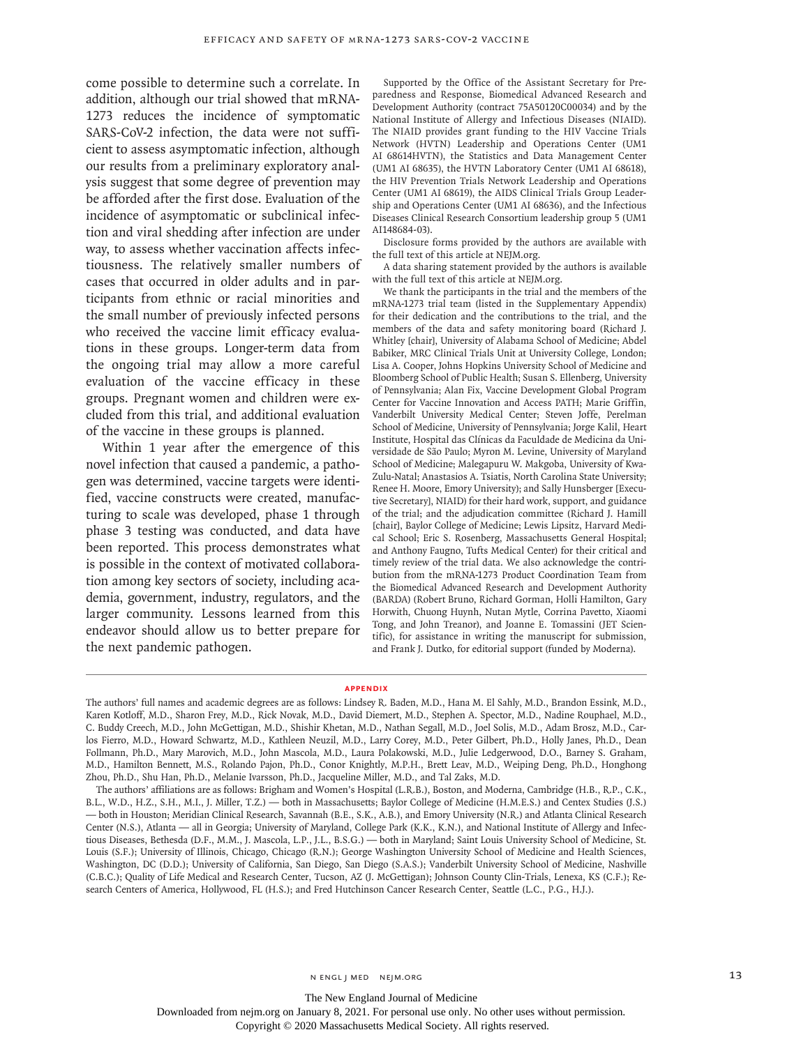come possible to determine such a correlate. In addition, although our trial showed that mRNA-1273 reduces the incidence of symptomatic SARS-CoV-2 infection, the data were not sufficient to assess asymptomatic infection, although our results from a preliminary exploratory analysis suggest that some degree of prevention may be afforded after the first dose. Evaluation of the incidence of asymptomatic or subclinical infection and viral shedding after infection are under way, to assess whether vaccination affects infectiousness. The relatively smaller numbers of cases that occurred in older adults and in participants from ethnic or racial minorities and the small number of previously infected persons who received the vaccine limit efficacy evaluations in these groups. Longer-term data from the ongoing trial may allow a more careful evaluation of the vaccine efficacy in these groups. Pregnant women and children were excluded from this trial, and additional evaluation of the vaccine in these groups is planned.

Within 1 year after the emergence of this novel infection that caused a pandemic, a pathogen was determined, vaccine targets were identified, vaccine constructs were created, manufacturing to scale was developed, phase 1 through phase 3 testing was conducted, and data have been reported. This process demonstrates what is possible in the context of motivated collaboration among key sectors of society, including academia, government, industry, regulators, and the larger community. Lessons learned from this endeavor should allow us to better prepare for the next pandemic pathogen.

Supported by the Office of the Assistant Secretary for Preparedness and Response, Biomedical Advanced Research and Development Authority (contract 75A50120C00034) and by the National Institute of Allergy and Infectious Diseases (NIAID). The NIAID provides grant funding to the HIV Vaccine Trials Network (HVTN) Leadership and Operations Center (UM1 AI 68614HVTN), the Statistics and Data Management Center (UM1 AI 68635), the HVTN Laboratory Center (UM1 AI 68618), the HIV Prevention Trials Network Leadership and Operations Center (UM1 AI 68619), the AIDS Clinical Trials Group Leadership and Operations Center (UM1 AI 68636), and the Infectious Diseases Clinical Research Consortium leadership group 5 (UM1 AI148684-03).

Disclosure forms provided by the authors are available with the full text of this article at NEJM.org.

A data sharing statement provided by the authors is available with the full text of this article at NEJM.org.

We thank the participants in the trial and the members of the mRNA-1273 trial team (listed in the Supplementary Appendix) for their dedication and the contributions to the trial, and the members of the data and safety monitoring board (Richard J. Whitley [chair], University of Alabama School of Medicine; Abdel Babiker, MRC Clinical Trials Unit at University College, London; Lisa A. Cooper, Johns Hopkins University School of Medicine and Bloomberg School of Public Health; Susan S. Ellenberg, University of Pennsylvania; Alan Fix, Vaccine Development Global Program Center for Vaccine Innovation and Access PATH; Marie Griffin, Vanderbilt University Medical Center; Steven Joffe, Perelman School of Medicine, University of Pennsylvania; Jorge Kalil, Heart Institute, Hospital das Clínicas da Faculdade de Medicina da Universidade de São Paulo; Myron M. Levine, University of Maryland School of Medicine; Malegapuru W. Makgoba, University of KwaZulu-Natal; Anastasios A. Tsiatis, North Carolina State University; Renee H. Moore, Emory University); and Sally Hunsberger [Executive Secretary], NIAID) for their hard work, support, and guidance of the trial; and the adjudication committee (Richard J. Hamill [chair], Baylor College of Medicine; Lewis Lipsitz, Harvard Medical School; Eric S. Rosenberg, Massachusetts General Hospital; and Anthony Faugno, Tufts Medical Center) for their critical and timely review of the trial data. We also acknowledge the contribution from the mRNA-1273 Product Coordination Team from the Biomedical Advanced Research and Development Authority (BARDA) (Robert Bruno, Richard Gorman, Holli Hamilton, Gary Horwith, Chuong Huynh, Nutan Mytle, Corrina Pavetto, Xiaomi Tong, and John Treanor), and Joanne E. Tomassini (JET Scientific), for assistance in writing the manuscript for submission, and Frank J. Dutko, for editorial support (funded by Moderna).

## APPENDIX

The authors' full names and academic degrees are as follows: Lindsey R. Baden, M.D., Hana M. El Sahly, M.D., Brandon Essink, M.D., Karen Kotloff, M.D., Sharon Frey, M.D., Rick Novak, M.D., David Diemert, M.D., Stephen A. Spector, M.D., Nadine Rouphael, M.D., C. Buddy Creech, M.D., John McGettigan, M.D., Shishir Khetan, M.D., Nathan Segall, M.D., Joel Solis, M.D., Adam Brosz, M.D., Carlos Fierro, M.D., Howard Schwartz, M.D., Kathleen Neuzil, M.D., Larry Corey, M.D., Peter Gilbert, Ph.D., Holly Janes, Ph.D., Dean Follmann, Ph.D., Mary Marovich, M.D., John Mascola, M.D., Laura Polakowski, M.D., Julie Ledgerwood, D.O., Barney S. Graham, M.D., Hamilton Bennett, M.S., Rolando Pajon, Ph.D., Conor Knightly, M.P.H., Brett Leav, M.D., Weiping Deng, Ph.D., Honghong Zhou, Ph.D., Shu Han, Ph.D., Melanie Ivarsson, Ph.D., Jacqueline Miller, M.D., and Tal Zaks, M.D.

The authors' affiliations are as follows: Brigham and Women's Hospital (L.R.B.), Boston, and Moderna, Cambridge (H.B., R.P., C.K., B.L., W.D., H.Z., S.H., M.I., J. Miller, T.Z.) — both in Massachusetts; Baylor College of Medicine (H.M.E.S.) and Centex Studies (J.S.) — both in Houston; Meridian Clinical Research, Savannah (B.E., S.K., A.B.), and Emory University (N.R.) and Atlanta Clinical Research Center (N.S.), Atlanta — all in Georgia; University of Maryland, College Park (K.K., K.N.), and National Institute of Allergy and Infectious Diseases, Bethesda (D.F., M.M., J. Mascola, L.P., J.L., B.S.G.) — both in Maryland; Saint Louis University School of Medicine, St. Louis (S.F.); University of Illinois, Chicago, Chicago (R.N.); George Washington University School of Medicine and Health Sciences, Washington, DC (D.D.); University of California, San Diego, San Diego (S.A.S.); Vanderbilt University School of Medicine, Nashville (C.B.C.); Quality of Life Medical and Research Center, Tucson, AZ (J. McGettigan); Johnson County Clin-Trials, Lenexa, KS (C.F.); Research Centers of America, Hollywood, FL (H.S.); and Fred Hutchinson Cancer Research Center, Seattle (L.C., P.G., H.J.).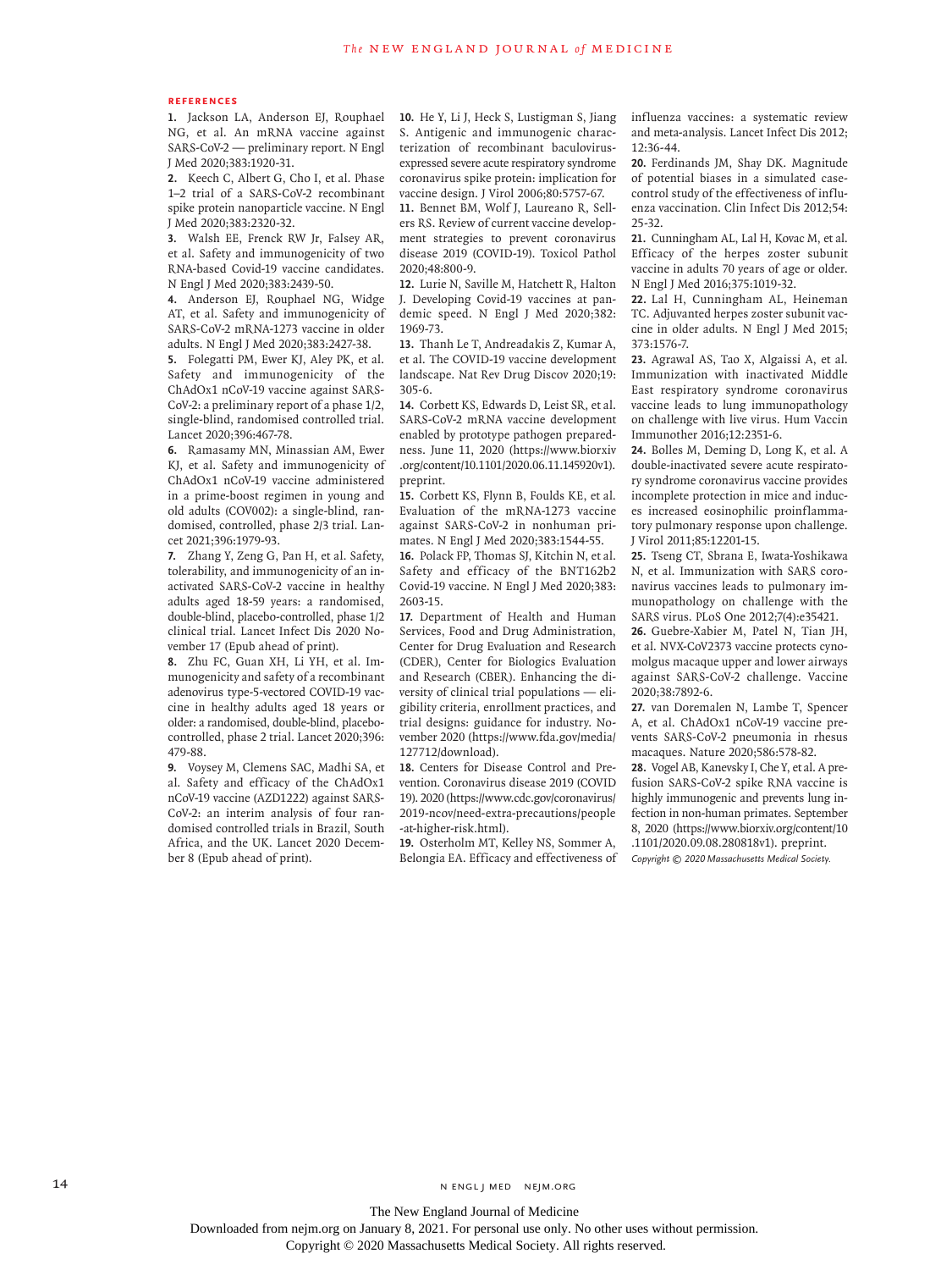## References

1. Jackson LA, Anderson EJ, Rouphael NG, et al. An mRNA vaccine against SARS-CoV-2 — preliminary report. N Engl J Med 2020;383:1920-31.
2. Keech C, Albert G, Cho I, et al. Phase 1–2 trial of a SARS-CoV-2 recombinant spike protein nanoparticle vaccine. N Engl J Med 2020;383:2320-32.
3. Walsh EE, Frenck RW Jr, Falsey AR, et al. Safety and immunogenicity of two RNA-based Covid-19 vaccine candidates. N Engl J Med 2020;383:2439-50.
4. Anderson EJ, Rouphael NG, Widge AT, et al. Safety and immunogenicity of SARS-CoV-2 mRNA-1273 vaccine in older adults. N Engl J Med 2020;383:2427-38.
5. Folegatti PM, Ewer KJ, Aley PK, et al. Safety and immunogenicity of the ChAdOx1 nCoV-19 vaccine against SARS-CoV-2: a preliminary report of a phase 1/2, single-blind, randomised controlled trial. Lancet 2020;396:467-78.
6. Ramasamy MN, Minassian AM, Ewer KJ, et al. Safety and immunogenicity of ChAdOx1 nCoV-19 vaccine administered in a prime-boost regimen in young and old adults (COV002): a single-blind, randomised, controlled, phase 2/3 trial. Lancet 2021;396:1979-93.
7. Zhang Y, Zeng G, Pan H, et al. Safety, tolerability, and immunogenicity of an inactivated SARS-CoV-2 vaccine in healthy adults aged 18-59 years: a randomised, double-blind, placebo-controlled, phase 1/2 clinical trial. Lancet Infect Dis 2020 November 17 (Epub ahead of print).
8. Zhu FC, Guan XH, Li YH, et al. Immunogenicity and safety of a recombinant adenovirus type-5-vectored COVID-19 vaccine in healthy adults aged 18 years or older: a randomised, double-blind, placebo-controlled, phase 2 trial. Lancet 2020;396:479-88.
9. Voysey M, Clemens SAC, Madhi SA, et al. Safety and efficacy of the ChAdOx1 nCoV-19 vaccine (AZD1222) against SARS-CoV-2: an interim analysis of four randomised controlled trials in Brazil, South Africa, and the UK. Lancet 2020 December 8 (Epub ahead of print).
10. He Y, Li J, Heck S, Lustigman S, Jiang S. Antigenic and immunogenic characterization of recombinant baculovirus-expressed severe acute respiratory syndrome coronavirus spike protein: implication for vaccine design. J Virol 2006;80:5757-67.
11. Bennet BM, Wolf J, Laureano R, Sellers RS. Review of current vaccine development strategies to prevent coronavirus disease 2019 (COVID-19). Toxicol Pathol 2020;48:800-9.
12. Lurie N, Saville M, Hatchett R, Halton J. Developing Covid-19 vaccines at pandemic speed. N Engl J Med 2020;382:1969-73.
13. Thanh Le T, Andreadakis Z, Kumar A, et al. The COVID-19 vaccine development landscape. Nat Rev Drug Discov 2020;19:305-6.
14. Corbett KS, Edwards D, Leist SR, et al. SARS-CoV-2 mRNA vaccine development enabled by prototype pathogen preparedness. June 11, 2020 (https://www.biorxiv.org/content/10.1101/2020.06.11.145920v1). preprint.
15. Corbett KS, Flynn B, Foulds KE, et al. Evaluation of the mRNA-1273 vaccine against SARS-CoV-2 in nonhuman primates. N Engl J Med 2020;383:1544-55.
16. Polack FP, Thomas SJ, Kitchin N, et al. Safety and efficacy of the BNT162b2 Covid-19 vaccine. N Engl J Med 2020;383:2603-15.
17. Department of Health and Human Services, Food and Drug Administration, Center for Drug Evaluation and Research (CDER), Center for Biologics Evaluation and Research (CBER). Enhancing the diversity of clinical trial populations — eligibility criteria, enrollment practices, and trial designs: guidance for industry. November 2020 (https://www.fda.gov/media/127712/download).
18. Centers for Disease Control and Prevention. Coronavirus disease 2019 (COVID 19). 2020 (https://www.cdc.gov/coronavirus/2019-ncov/need-extra-precautions/people-at-higher-risk.html).
19. Osterholm MT, Kelley NS, Sommer A, Belongia EA. Efficacy and effectiveness of influenza vaccines: a systematic review and meta-analysis. Lancet Infect Dis 2012;12:36-44.
20. Ferdinands JM, Shay DK. Magnitude of potential biases in a simulated case-control study of the effectiveness of influenza vaccination. Clin Infect Dis 2012;54:25-32.
21. Cunningham AL, Lal H, Kovac M, et al. Efficacy of the herpes zoster subunit vaccine in adults 70 years of age or older. N Engl J Med 2016;375:1019-32.
22. Lal H, Cunningham AL, Heineman TC. Adjuvanted herpes zoster subunit vaccine in older adults. N Engl J Med 2015;373:1576-7.
23. Agrawal AS, Tao X, Algaissi A, et al. Immunization with inactivated Middle East respiratory syndrome coronavirus vaccine leads to lung immunopathology on challenge with live virus. Hum Vaccin Immunother 2016;12:2351-6.
24. Bolles M, Deming D, Long K, et al. A double-inactivated severe acute respiratory syndrome coronavirus vaccine provides incomplete protection in mice and induces increased eosinophilic proinflammatory pulmonary response upon challenge. J Virol 2011;85:12201-15.
25. Tseng CT, Sbrana E, Iwata-Yoshikawa N, et al. Immunization with SARS coronavirus vaccines leads to pulmonary immunopathology on challenge with the SARS virus. PLoS One 2012;7(4):e35421.
26. Guebre-Xabier M, Patel N, Tian JH, et al. NVX-CoV2373 vaccine protects cynomolgus macaque upper and lower airways against SARS-CoV-2 challenge. Vaccine 2020;38:7892-6.
27. van Doremalen N, Lambe T, Spencer A, et al. ChAdOx1 nCoV-19 vaccine prevents SARS-CoV-2 pneumonia in rhesus macaques. Nature 2020;586:578-82.
28. Vogel AB, Kanevsky I, Che Y, et al. A prefusion SARS-CoV-2 spike RNA vaccine is highly immunogenic and prevents lung infection in non-human primates. September 8, 2020 (https://www.biorxiv.org/content/10.1101/2020.09.08.280818v1). preprint.

*Copyright © 2020 Massachusetts Medical Society.*